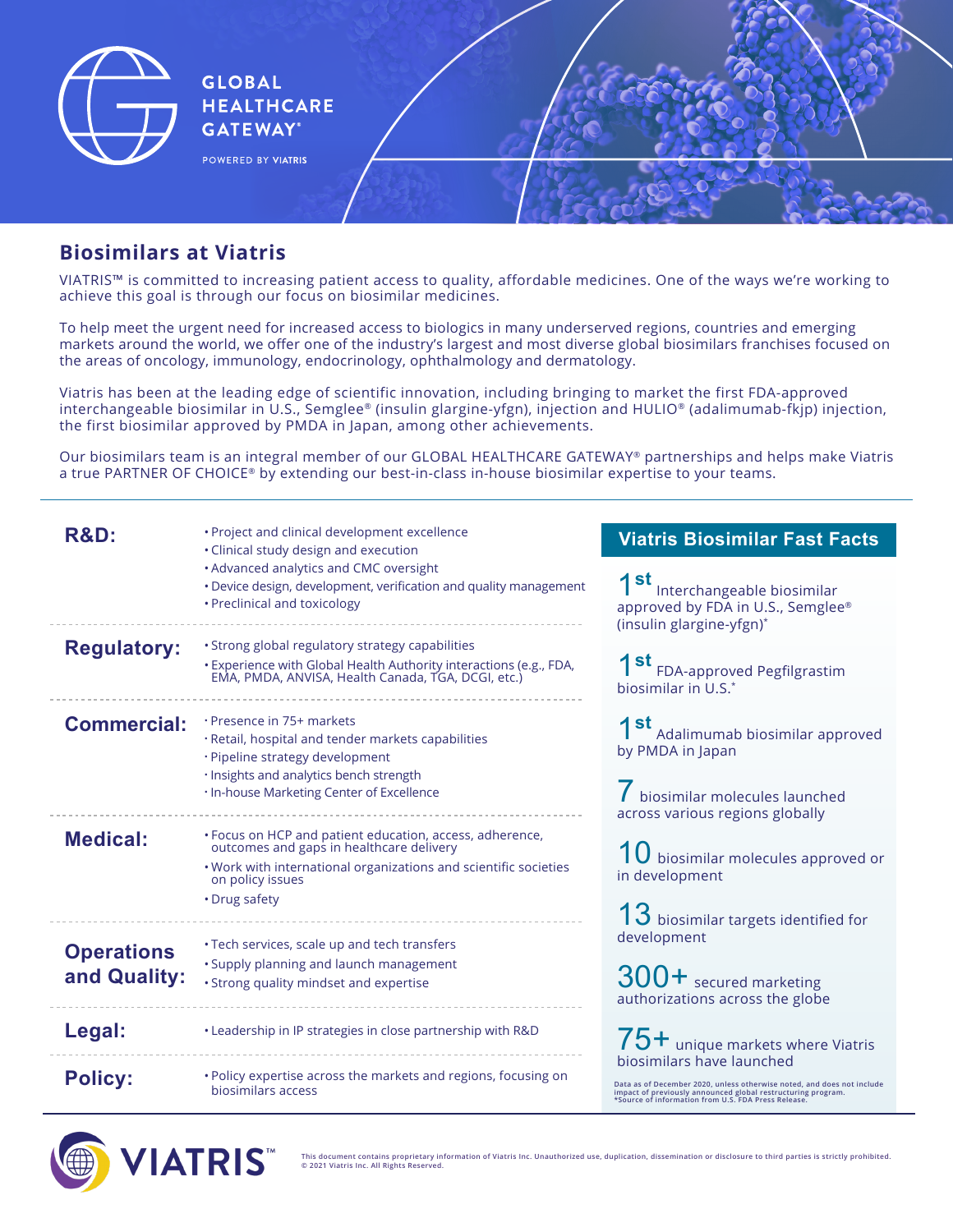GLOBAL HEALTHCARE GATEWAY®

POWERED BY VIATRIS

## Biosimilars at Viatris

VIATRIS™ is committed to increasing patient access to quality, affordable medicines. One of the ways we're working to achieve this goal is through our focus on biosimilar medicines.

To help meet the urgent need for increased access to biologics in many underserved regions, countries and emerging markets around the world, we offer one of the industry's largest and most diverse global biosimilars franchises focused on the areas of oncology, immunology, endocrinology, ophthalmology and dermatology.

Viatris has been at the leading edge of scientific innovation, including bringing to market the first FDA-approved interchangeable biosimilar in U.S., Semglee® (insulin glargine-yfgn), injection and HULIO® (adalimumab-fkjp) injection, the first biosimilar approved by PMDA in Japan, among other achievements.

Our biosimilars team is an integral member of our GLOBAL HEALTHCARE GATEWAY® partnerships and helps make Viatris a true PARTNER OF CHOICE® by extending our best-in-class in-house biosimilar expertise to your teams.

| | |
|---|---|
| **R&D:** | • Project and clinical development excellence<br>• Clinical study design and execution<br>• Advanced analytics and CMC oversight<br>• Device design, development, verification and quality management<br>• Preclinical and toxicology |
| **Regulatory:** | • Strong global regulatory strategy capabilities<br>• Experience with Global Health Authority interactions (e.g., FDA, EMA, PMDA, ANVISA, Health Canada, TGA, DCGI, etc.) |
| **Commercial:** | • Presence in 75+ markets<br>• Retail, hospital and tender markets capabilities<br>• Pipeline strategy development<br>• Insights and analytics bench strength<br>• In-house Marketing Center of Excellence |
| **Medical:** | • Focus on HCP and patient education, access, adherence, outcomes and gaps in healthcare delivery<br>• Work with international organizations and scientific societies on policy issues<br>• Drug safety |
| **Operations and Quality:** | • Tech services, scale up and tech transfers<br>• Supply planning and launch management<br>• Strong quality mindset and expertise |
| **Legal:** | • Leadership in IP strategies in close partnership with R&D |
| **Policy:** | • Policy expertise across the markets and regions, focusing on biosimilars access |

### Viatris Biosimilar Fast Facts

**1st** Interchangeable biosimilar approved by FDA in U.S., Semglee® (insulin glargine-yfgn)*

**1st** FDA-approved Pegfilgrastim biosimilar in U.S.*

**1st** Adalimumab biosimilar approved by PMDA in Japan

**7** biosimilar molecules launched across various regions globally

**10** biosimilar molecules approved or in development

**13** biosimilar targets identified for development

**300+** secured marketing authorizations across the globe

**75+** unique markets where Viatris biosimilars have launched

Data as of December 2020, unless otherwise noted, and does not include impact of previously announced global restructuring program.
*Source of information from U.S. FDA Press Release.

VIATRIS™

This document contains proprietary information of Viatris Inc. Unauthorized use, duplication, dissemination or disclosure to third parties is strictly prohibited.
© 2021 Viatris Inc. All Rights Reserved.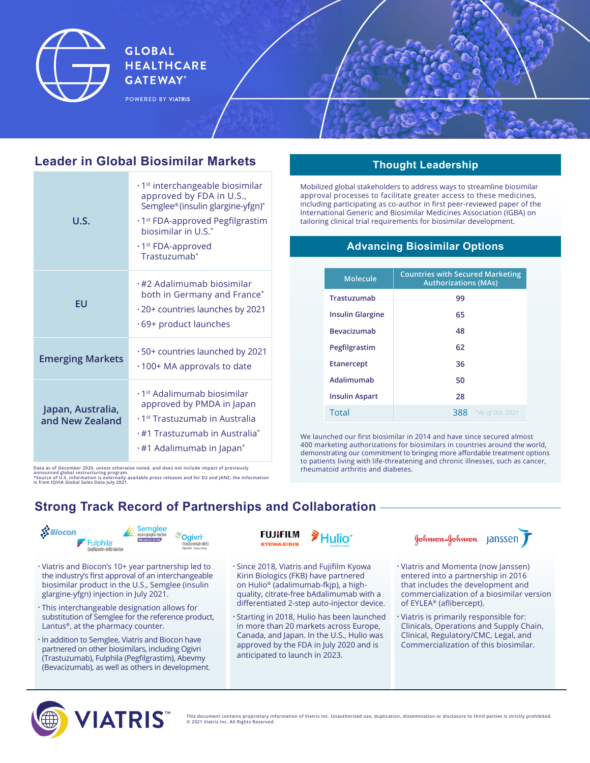GLOBAL HEALTHCARE GATEWAY*

POWERED BY VIATRIS

## Leader in Global Biosimilar Markets

| | |
|---|---|
| U.S. | · 1st interchangeable biosimilar approved by FDA in U.S., Semglee® (insulin glargine-yfgn)* · 1st FDA-approved Pegfilgrastim biosimilar in U.S.* · 1st FDA-approved Trastuzumab* |
| EU | · #2 Adalimumab biosimilar both in Germany and France* · 20+ countries launches by 2021 · 69+ product launches |
| Emerging Markets | · 50+ countries launched by 2021 · 100+ MA approvals to date |
| Japan, Australia, and New Zealand | · 1st Adalimumab biosimilar approved by PMDA in Japan · 1st Trastuzumab in Australia · #1 Trastuzumab in Australia* · #1 Adalimumab in Japan* |

Data as of December 2020, unless otherwise noted, and does not include impact of previously announced global restructuring program.
*Source of U.S. information is externally available press releases and for EU and JANZ, the information is from IQVIA Global Sales Data July 2021.

## Thought Leadership

Mobilized global stakeholders to address ways to streamline biosimilar approval processes to facilitate greater access to these medicines, including participating as co-author in first peer-reviewed paper of the International Generic and Biosimilar Medicines Association (IGBA) on tailoring clinical trial requirements for biosimilar development.

## Advancing Biosimilar Options

| Molecule | Countries with Secured Marketing Authorizations (MAs) |
|---|---|
| Trastuzumab | 99 |
| Insulin Glargine | 65 |
| Bevacizumab | 48 |
| Pegfilgrastim | 62 |
| Etanercept | 36 |
| Adalimumab | 50 |
| Insulin Aspart | 28 |
| Total | 388 *As of Oct. 2021 |

We launched our first biosimilar in 2014 and have since secured almost 400 marketing authorizations for biosimilars in countries around the world, demonstrating our commitment to bringing more affordable treatment options to patients living with life-threatening and chronic illnesses, such as cancer, rheumatoid arthritis and diabetes.

## Strong Track Record of Partnerships and Collaboration

Biocon · Semglee (insulin glargine injection) · Fulphila (pegfilgrastim-jmdb) injection · Ogivri (trastuzumab-dkst) injection

- Viatris and Biocon's 10+ year partnership led to the industry's first approval of an interchangeable biosimilar product in the U.S., Semglee (insulin glargine-yfgn) injection in July 2021.
- This interchangeable designation allows for substitution of Semglee for the reference product, Lantus®, at the pharmacy counter.
- In addition to Semglee, Viatris and Biocon have partnered on other biosimilars, including Ogivri (Trastuzumab), Fulphila (Pegfilgrastim), Abevmy (Bevacizumab), as well as others in development.

FUJIFILM KYOWA KIRIN · Hulio (adalimumab)

- Since 2018, Viatris and Fujifilm Kyowa Kirin Biologics (FKB) have partnered on Hulio® (adalimumab-fkjp), a high-quality, citrate-free bAdalimumab with a differentiated 2-step auto-injector device.
- Starting in 2018, Hulio has been launched in more than 20 markets across Europe, Canada, and Japan. In the U.S., Hulio was approved by the FDA in July 2020 and is anticipated to launch in 2023.

Johnson & Johnson · Janssen

- Viatris and Momenta (now Janssen) entered into a partnership in 2016 that includes the development and commercialization of a biosimilar version of EYLEA® (aflibercept).
- Viatris is primarily responsible for: Clinicals, Operations and Supply Chain, Clinical, Regulatory/CMC, Legal, and Commercialization of this biosimilar.

VIATRIS™

This document contains proprietary information of Viatris Inc. Unauthorized use, duplication, dissemination or disclosure to third parties is strictly prohibited.
© 2021 Viatris Inc. All Rights Reserved.